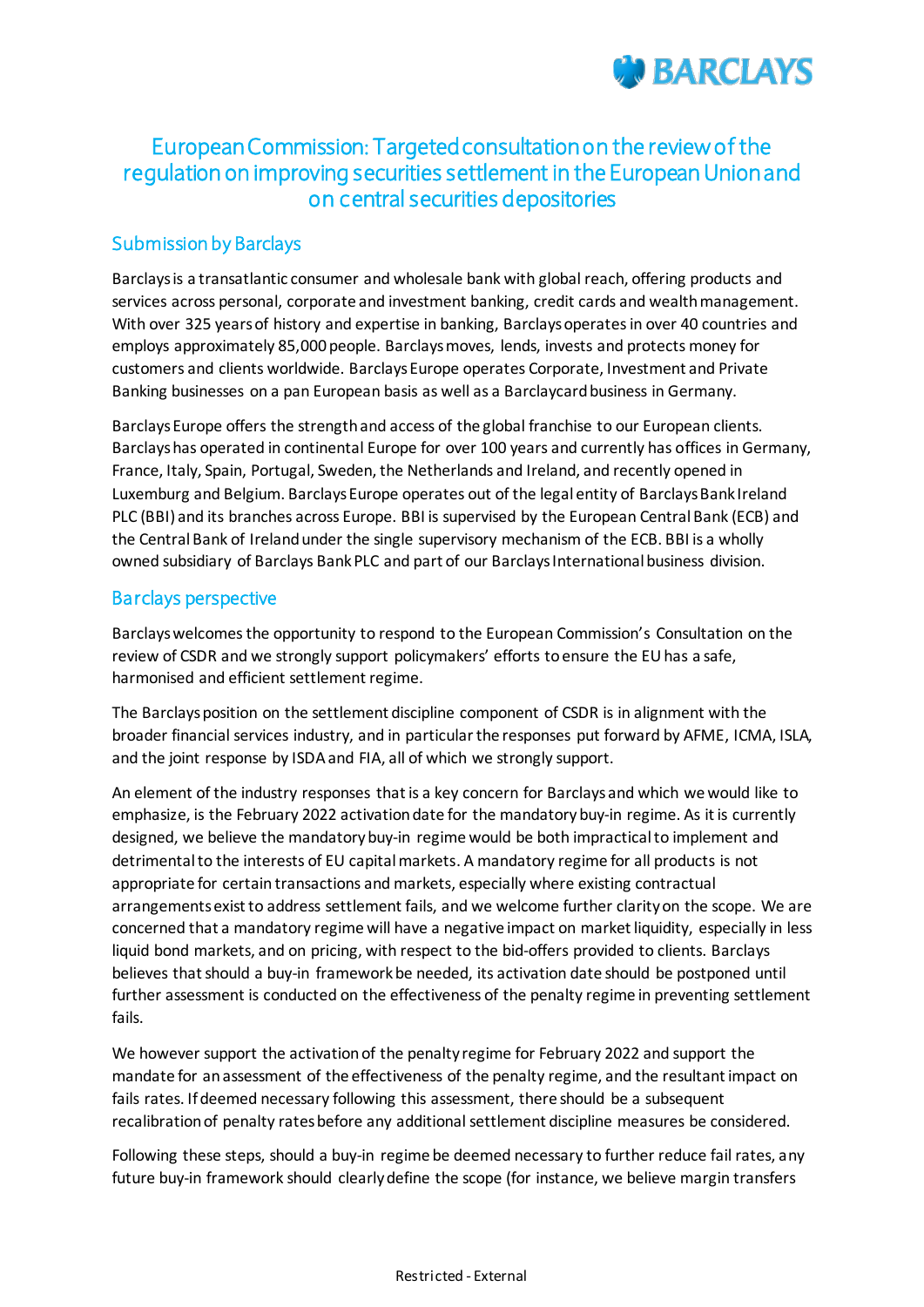# European Commission: Targeted consultation on the review of the regulation on improving securities settlement in the European Union and on central securities depositories

## Submission by Barclays

Barclays is a transatlantic consumer and wholesale bank with global reach, offering products and services across personal, corporate and investment banking, credit cards and wealth management. With over 325 years of history and expertise in banking, Barclays operates in over 40 countries and employs approximately 85,000 people. Barclays moves, lends, invests and protects money for customers and clients worldwide. Barclays Europe operates Corporate, Investment and Private Banking businesses on a pan European basis as well as a Barclaycard business in Germany.

Barclays Europe offers the strength and access of the global franchise to our European clients. Barclays has operated in continental Europe for over 100 years and currently has offices in Germany, France, Italy, Spain, Portugal, Sweden, the Netherlands and Ireland, and recently opened in Luxemburg and Belgium. Barclays Europe operates out of the legal entity of Barclays Bank Ireland PLC (BBI) and its branches across Europe. BBI is supervised by the European Central Bank (ECB) and the Central Bank of Ireland under the single supervisory mechanism of the ECB. BBI is a wholly owned subsidiary of Barclays Bank PLC and part of our Barclays International business division.

## Barclays perspective

Barclays welcomes the opportunity to respond to the European Commission's Consultation on the review of CSDR and we strongly support policymakers' efforts to ensure the EU has a safe, harmonised and efficient settlement regime.

The Barclays position on the settlement discipline component of CSDR is in alignment with the broader financial services industry, and in particular the responses put forward by AFME, ICMA, ISLA, and the joint response by ISDA and FIA, all of which we strongly support.

An element of the industry responses that is a key concern for Barclays and which we would like to emphasize, is the February 2022 activation date for the mandatory buy-in regime. As it is currently designed, we believe the mandatory buy-in regime would be both impractical to implement and detrimental to the interests of EU capital markets. A mandatory regime for all products is not appropriate for certain transactions and markets, especially where existing contractual arrangements exist to address settlement fails, and we welcome further clarity on the scope. We are concerned that a mandatory regime will have a negative impact on market liquidity, especially in less liquid bond markets, and on pricing, with respect to the bid-offers provided to clients. Barclays believes that should a buy-in framework be needed, its activation date should be postponed until further assessment is conducted on the effectiveness of the penalty regime in preventing settlement fails.

We however support the activation of the penalty regime for February 2022 and support the mandate for an assessment of the effectiveness of the penalty regime, and the resultant impact on fails rates. If deemed necessary following this assessment, there should be a subsequent recalibration of penalty rates before any additional settlement discipline measures be considered.

Following these steps, should a buy-in regime be deemed necessary to further reduce fail rates, any future buy-in framework should clearly define the scope (for instance, we believe margin transfers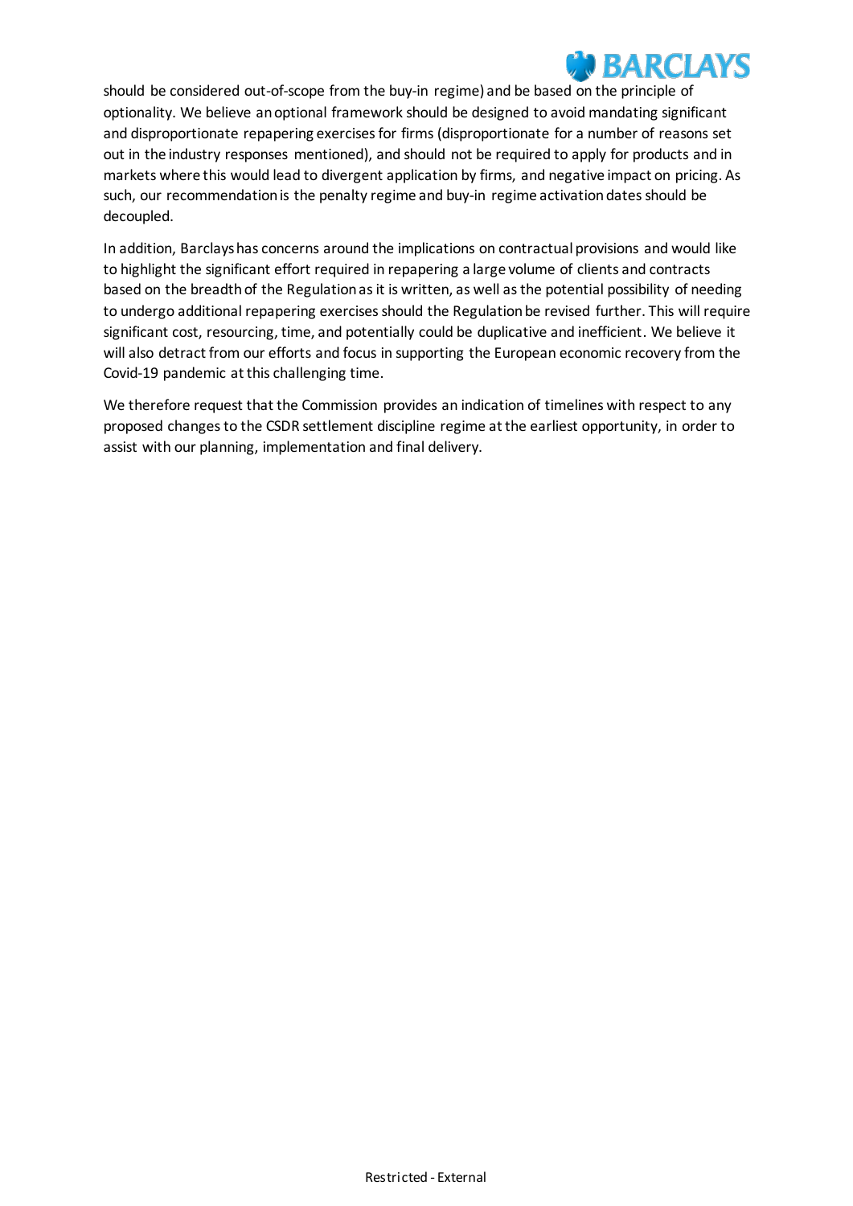should be considered out-of-scope from the buy-in regime) and be based on the principle of optionality. We believe an optional framework should be designed to avoid mandating significant and disproportionate repapering exercises for firms (disproportionate for a number of reasons set out in the industry responses mentioned), and should not be required to apply for products and in markets where this would lead to divergent application by firms, and negative impact on pricing. As such, our recommendation is the penalty regime and buy-in regime activation dates should be decoupled.

In addition, Barclays has concerns around the implications on contractual provisions and would like to highlight the significant effort required in repapering a large volume of clients and contracts based on the breadth of the Regulation as it is written, as well as the potential possibility of needing to undergo additional repapering exercises should the Regulation be revised further. This will require significant cost, resourcing, time, and potentially could be duplicative and inefficient. We believe it will also detract from our efforts and focus in supporting the European economic recovery from the Covid-19 pandemic at this challenging time.

We therefore request that the Commission provides an indication of timelines with respect to any proposed changes to the CSDR settlement discipline regime at the earliest opportunity, in order to assist with our planning, implementation and final delivery.